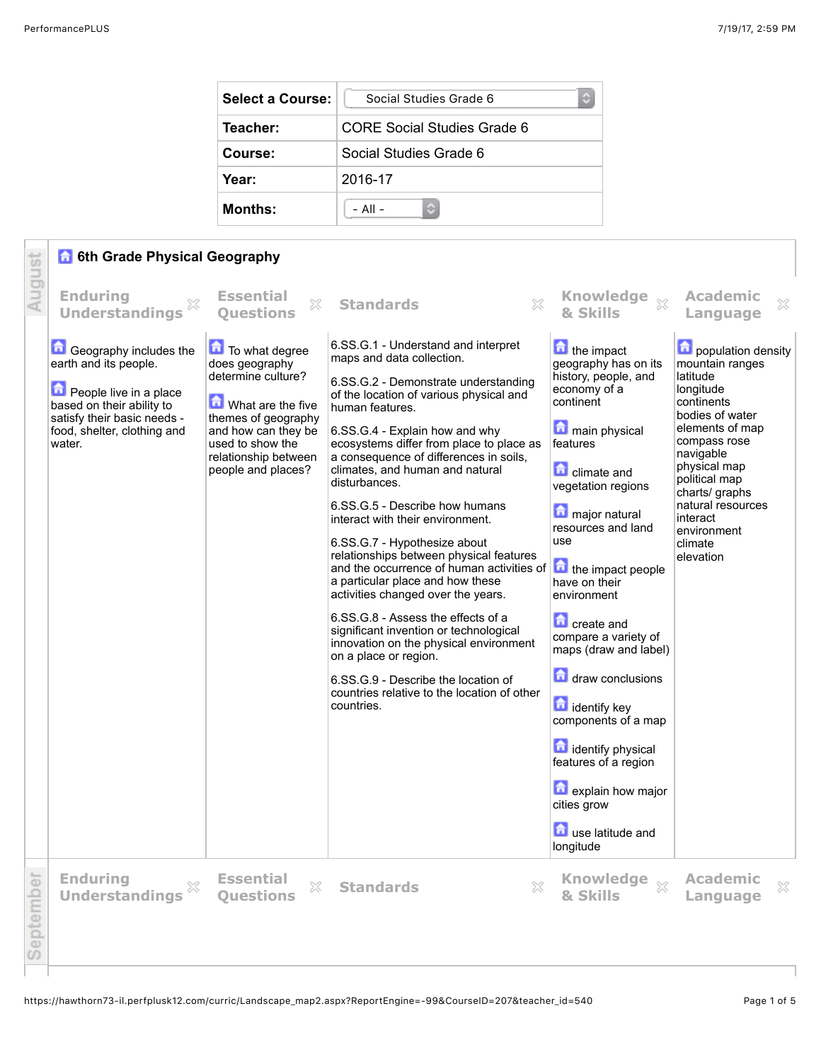| Select a Course: | Social Studies Grade 6 |
| --- | --- |
| Teacher: | CORE Social Studies Grade 6 |
| Course: | Social Studies Grade 6 |
| Year: | 2016-17 |
| Months: | - All - |

## August

### 6th Grade Physical Geography

| Enduring Understandings | Essential Questions | Standards | Knowledge & Skills | Academic Language |
| --- | --- | --- | --- | --- |
| Geography includes the earth and its people.<br><br>People live in a place based on their ability to satisfy their basic needs - food, shelter, clothing and water. | To what degree does geography determine culture?<br><br>What are the five themes of geography and how can they be used to show the relationship between people and places? | 6.SS.G.1 - Understand and interpret maps and data collection.<br><br>6.SS.G.2 - Demonstrate understanding of the location of various physical and human features.<br><br>6.SS.G.4 - Explain how and why ecosystems differ from place to place as a consequence of differences in soils, climates, and human and natural disturbances.<br><br>6.SS.G.5 - Describe how humans interact with their environment.<br><br>6.SS.G.7 - Hypothesize about relationships between physical features and the occurrence of human activities of a particular place and how these activities changed over the years.<br><br>6.SS.G.8 - Assess the effects of a significant invention or technological innovation on the physical environment on a place or region.<br><br>6.SS.G.9 - Describe the location of countries relative to the location of other countries. | the impact geography has on its history, people, and economy of a continent<br><br>main physical features<br><br>climate and vegetation regions<br><br>major natural resources and land use<br><br>the impact people have on their environment<br><br>create and compare a variety of maps (draw and label)<br><br>draw conclusions<br><br>identify key components of a map<br><br>identify physical features of a region<br><br>explain how major cities grow<br><br>use latitude and longitude | population density<br>mountain ranges<br>latitude<br>longitude<br>continents<br>bodies of water<br>elements of map<br>compass rose<br>navigable<br>physical map<br>political map<br>charts/ graphs<br>natural resources<br>interact<br>environment<br>climate<br>elevation |

## September

| Enduring Understandings | Essential Questions | Standards | Knowledge & Skills | Academic Language |
| --- | --- | --- | --- | --- |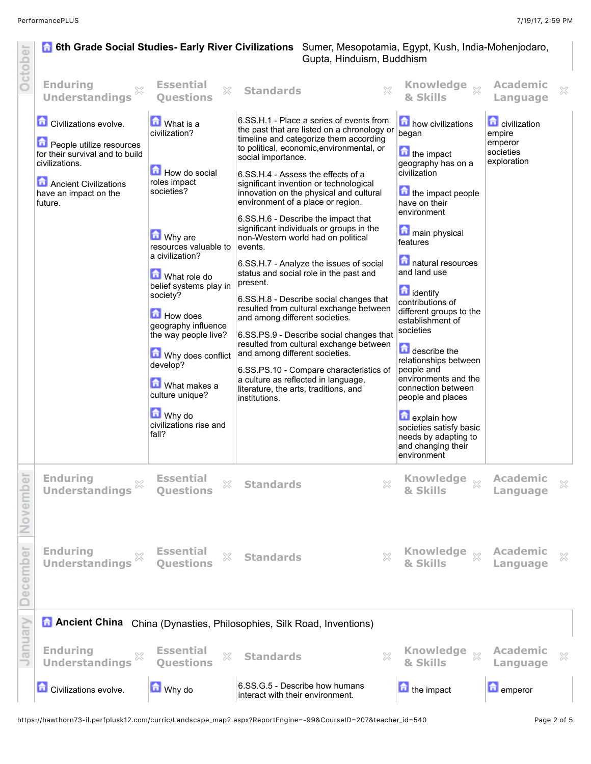October

## 6th Grade Social Studies- Early River Civilizations

Sumer, Mesopotamia, Egypt, Kush, India-Mohenjodaro, Gupta, Hinduism, Buddhism

| Enduring Understandings | Essential Questions | Standards | Knowledge & Skills | Academic Language |
|---|---|---|---|---|
| Civilizations evolve.<br><br>People utilize resources for their survival and to build civilizations.<br><br>Ancient Civilizations have an impact on the future. | What is a civilization?<br><br>How do social roles impact societies?<br><br>Why are resources valuable to a civilization?<br><br>What role do belief systems play in society?<br><br>How does geography influence the way people live?<br><br>Why does conflict develop?<br><br>What makes a culture unique?<br><br>Why do civilizations rise and fall? | 6.SS.H.1 - Place a series of events from the past that are listed on a chronology or timeline and categorize them according to political, economic,environmental, or social importance.<br><br>6.SS.H.4 - Assess the effects of a significant invention or technological innovation on the physical and cultural environment of a place or region.<br><br>6.SS.H.6 - Describe the impact that significant individuals or groups in the non-Western world had on political events.<br><br>6.SS.H.7 - Analyze the issues of social status and social role in the past and present.<br><br>6.SS.H.8 - Describe social changes that resulted from cultural exchange between and among different societies.<br><br>6.SS.PS.9 - Describe social changes that resulted from cultural exchange between and among different societies.<br><br>6.SS.PS.10 - Compare characteristics of a culture as reflected in language, literature, the arts, traditions, and institutions. | how civilizations began<br><br>the impact geography has on a civilization<br><br>the impact people have on their environment<br><br>main physical features<br><br>natural resources and land use<br><br>identify contributions of different groups to the establishment of societies<br><br>describe the relationships between people and environments and the connection between people and places<br><br>explain how societies satisfy basic needs by adapting to and changing their environment | civilization<br>empire<br>emperor<br>societies<br>exploration |

November

| Enduring Understandings | Essential Questions | Standards | Knowledge & Skills | Academic Language |
|---|---|---|---|---|

December

| Enduring Understandings | Essential Questions | Standards | Knowledge & Skills | Academic Language |
|---|---|---|---|---|

January

## Ancient China

China (Dynasties, Philosophies, Silk Road, Inventions)

| Enduring Understandings | Essential Questions | Standards | Knowledge & Skills | Academic Language |
|---|---|---|---|---|
| Civilizations evolve. | Why do | 6.SS.G.5 - Describe how humans interact with their environment. | the impact | emperor |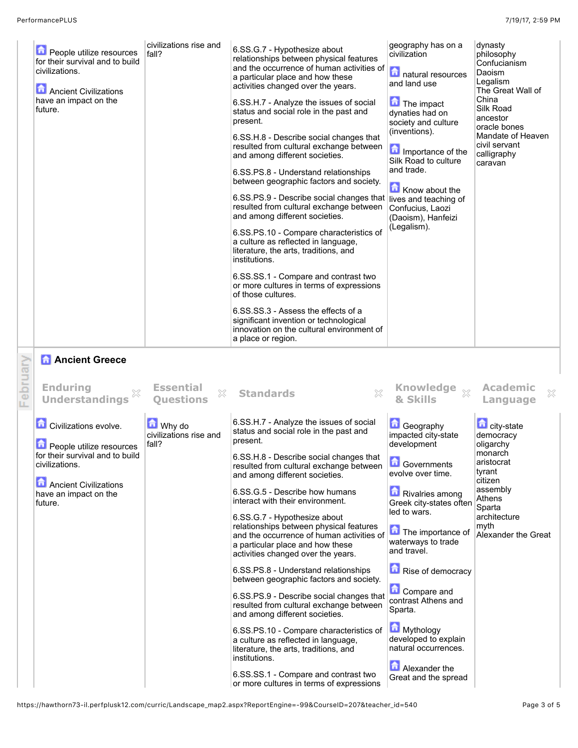| Enduring Understandings | Essential Questions | Standards | Knowledge & Skills | Academic Language |
|---|---|---|---|---|
| People utilize resources for their survival and to build civilizations.<br><br>Ancient Civilizations have an impact on the future. | civilizations rise and fall? | 6.SS.G.7 - Hypothesize about relationships between physical features and the occurrence of human activities of a particular place and how these activities changed over the years.<br><br>6.SS.H.7 - Analyze the issues of social status and social role in the past and present.<br><br>6.SS.H.8 - Describe social changes that resulted from cultural exchange between and among different societies.<br><br>6.SS.PS.8 - Understand relationships between geographic factors and society.<br><br>6.SS.PS.9 - Describe social changes that resulted from cultural exchange between and among different societies.<br><br>6.SS.PS.10 - Compare characteristics of a culture as reflected in language, literature, the arts, traditions, and institutions.<br><br>6.SS.SS.1 - Compare and contrast two or more cultures in terms of expressions of those cultures.<br><br>6.SS.SS.3 - Assess the effects of a significant invention or technological innovation on the cultural environment of a place or region. | geography has on a civilization<br><br>natural resources and land use<br><br>The impact dynasties had on society and culture (inventions).<br><br>Importance of the Silk Road to culture and trade.<br><br>Know about the lives and teaching of Confucius, Laozi (Daoism), Hanfeizi (Legalism). | dynasty<br>philosophy<br>Confucianism<br>Daoism<br>Legalism<br>The Great Wall of China<br>Silk Road<br>ancestor<br>oracle bones<br>Mandate of Heaven<br>civil servant<br>calligraphy<br>caravan |

February

## Ancient Greece

| Enduring Understandings | Essential Questions | Standards | Knowledge & Skills | Academic Language |
|---|---|---|---|---|
| Civilizations evolve.<br><br>People utilize resources for their survival and to build civilizations.<br><br>Ancient Civilizations have an impact on the future. | Why do civilizations rise and fall? | 6.SS.H.7 - Analyze the issues of social status and social role in the past and present.<br><br>6.SS.H.8 - Describe social changes that resulted from cultural exchange between and among different societies.<br><br>6.SS.G.5 - Describe how humans interact with their environment.<br><br>6.SS.G.7 - Hypothesize about relationships between physical features and the occurrence of human activities of a particular place and how these activities changed over the years.<br><br>6.SS.PS.8 - Understand relationships between geographic factors and society.<br><br>6.SS.PS.9 - Describe social changes that resulted from cultural exchange between and among different societies.<br><br>6.SS.PS.10 - Compare characteristics of a culture as reflected in language, literature, the arts, traditions, and institutions.<br><br>6.SS.SS.1 - Compare and contrast two or more cultures in terms of expressions | Geography impacted city-state development<br><br>Governments evolve over time.<br><br>Rivalries among Greek city-states often led to wars.<br><br>The importance of waterways to trade and travel.<br><br>Rise of democracy<br><br>Compare and contrast Athens and Sparta.<br><br>Mythology developed to explain natural occurrences.<br><br>Alexander the Great and the spread | city-state<br>democracy<br>oligarchy<br>monarch<br>aristocrat<br>tyrant<br>citizen<br>assembly<br>Athens<br>Sparta<br>architecture<br>myth<br>Alexander the Great |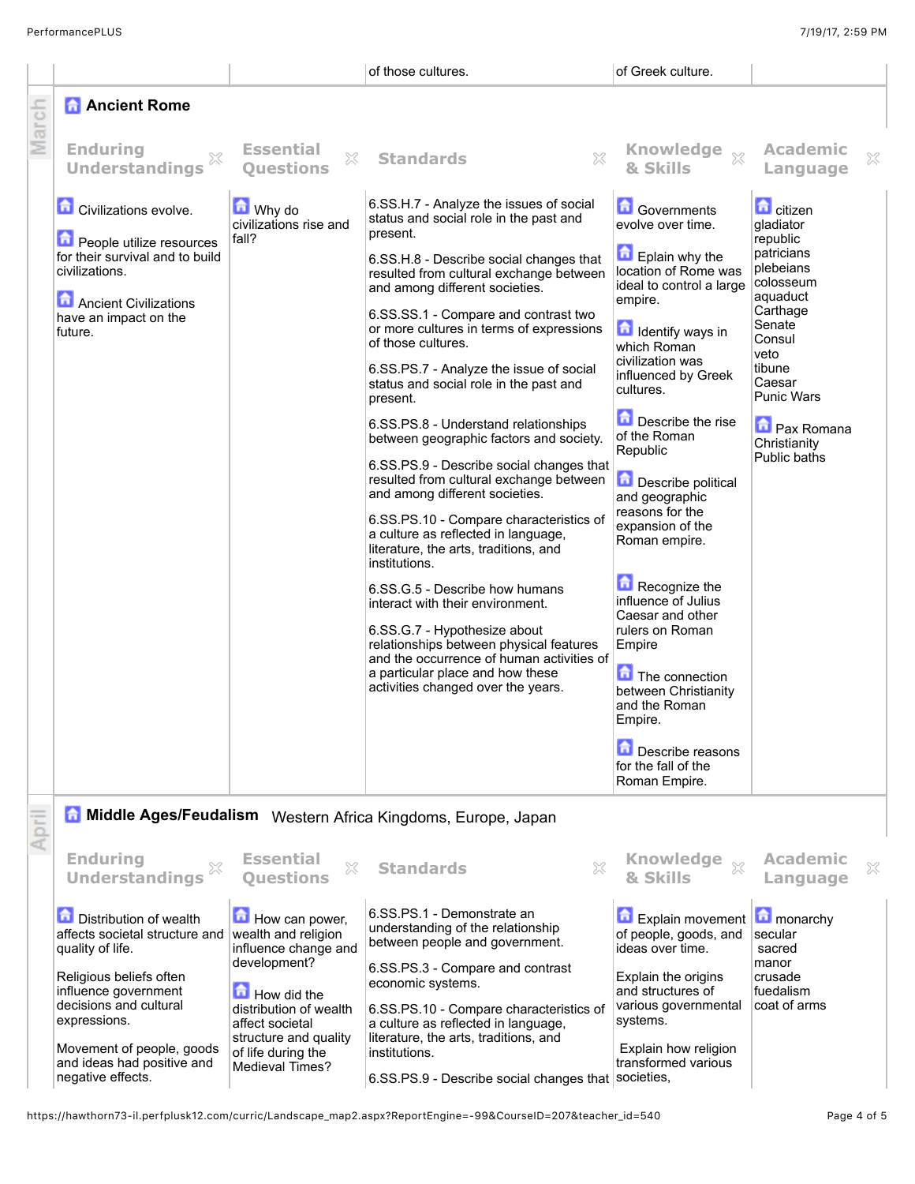| | | of those cultures. | of Greek culture. | |
|---|---|---|---|---|

## Ancient Rome

March

| Enduring Understandings | Essential Questions | Standards | Knowledge & Skills | Academic Language |
|---|---|---|---|---|
| Civilizations evolve.<br><br>People utilize resources for their survival and to build civilizations.<br><br>Ancient Civilizations have an impact on the future. | Why do civilizations rise and fall? | 6.SS.H.7 - Analyze the issues of social status and social role in the past and present.<br><br>6.SS.H.8 - Describe social changes that resulted from cultural exchange between and among different societies.<br><br>6.SS.SS.1 - Compare and contrast two or more cultures in terms of expressions of those cultures.<br><br>6.SS.PS.7 - Analyze the issue of social status and social role in the past and present.<br><br>6.SS.PS.8 - Understand relationships between geographic factors and society.<br><br>6.SS.PS.9 - Describe social changes that resulted from cultural exchange between and among different societies.<br><br>6.SS.PS.10 - Compare characteristics of a culture as reflected in language, literature, the arts, traditions, and institutions.<br><br>6.SS.G.5 - Describe how humans interact with their environment.<br><br>6.SS.G.7 - Hypothesize about relationships between physical features and the occurrence of human activities of a particular place and how these activities changed over the years. | Governments evolve over time.<br><br>Eplain why the location of Rome was ideal to control a large empire.<br><br>Identify ways in which Roman civilization was influenced by Greek cultures.<br><br>Describe the rise of the Roman Republic<br><br>Describe political and geographic reasons for the expansion of the Roman empire.<br><br>Recognize the influence of Julius Caesar and other rulers on Roman Empire<br><br>The connection between Christianity and the Roman Empire.<br><br>Describe reasons for the fall of the Roman Empire. | citizen<br>gladiator<br>republic<br>patricians<br>plebeians<br>colosseum<br>aquaduct<br>Carthage<br>Senate<br>Consul<br>veto<br>tibune<br>Caesar<br>Punic Wars<br><br>Pax Romana<br>Christianity<br>Public baths |

## Middle Ages/Feudalism

Western Africa Kingdoms, Europe, Japan

April

| Enduring Understandings | Essential Questions | Standards | Knowledge & Skills | Academic Language |
|---|---|---|---|---|
| Distribution of wealth affects societal structure and quality of life.<br><br>Religious beliefs often influence government decisions and cultural expressions.<br><br>Movement of people, goods and ideas had positive and negative effects. | How can power, wealth and religion influence change and development?<br><br>How did the distribution of wealth affect societal structure and quality of life during the Medieval Times? | 6.SS.PS.1 - Demonstrate an understanding of the relationship between people and government.<br><br>6.SS.PS.3 - Compare and contrast economic systems.<br><br>6.SS.PS.10 - Compare characteristics of a culture as reflected in language, literature, the arts, traditions, and institutions.<br><br>6.SS.PS.9 - Describe social changes that | Explain movement of people, goods, and ideas over time.<br><br>Explain the origins and structures of various governmental systems.<br><br>Explain how religion transformed various societies, | monarchy<br>secular<br>sacred<br>manor<br>crusade<br>fuedalism<br>coat of arms |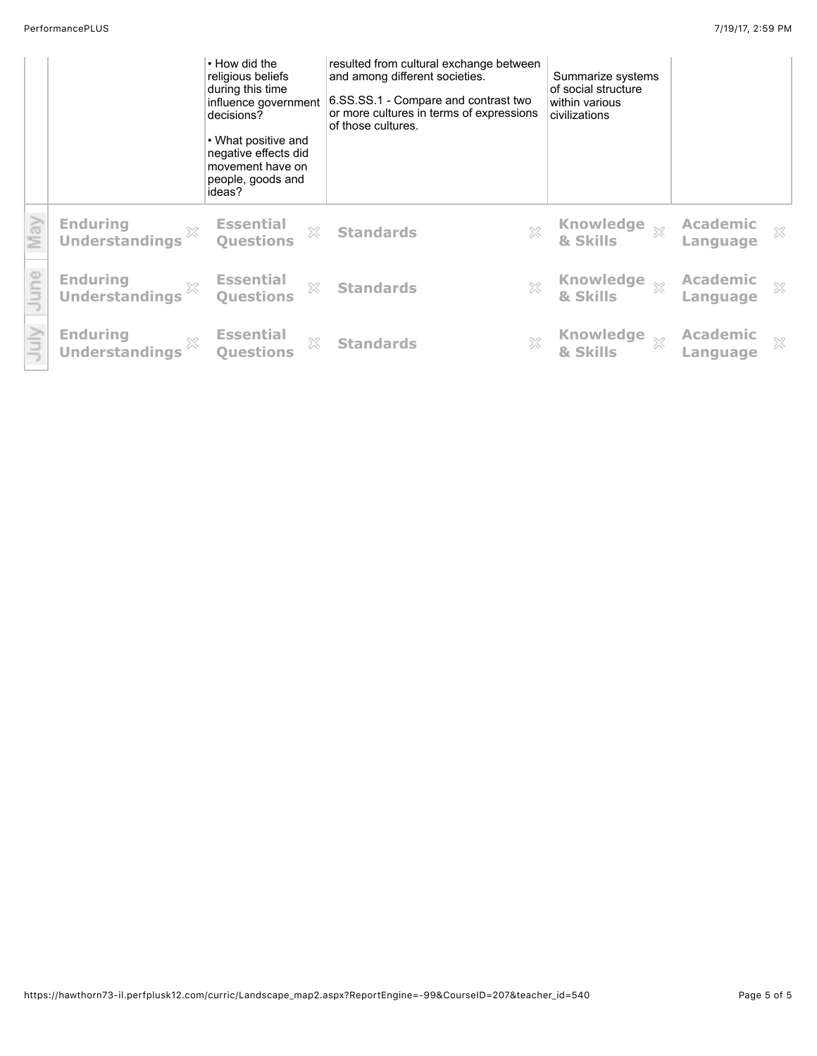| | | | | | |
|---|---|---|---|---|---|
| | | • How did the religious beliefs during this time influence government decisions?<br><br>• What positive and negative effects did movement have on people, goods and ideas? | resulted from cultural exchange between and among different societies.<br><br>6.SS.SS.1 - Compare and contrast two or more cultures in terms of expressions of those cultures. | Summarize systems of social structure within various civilizations | |
| May | **Enduring Understandings** | **Essential Questions** | **Standards** | **Knowledge & Skills** | **Academic Language** |
| June | **Enduring Understandings** | **Essential Questions** | **Standards** | **Knowledge & Skills** | **Academic Language** |
| July | **Enduring Understandings** | **Essential Questions** | **Standards** | **Knowledge & Skills** | **Academic Language** |

https://hawthorn73-il.perfplusk12.com/curric/Landscape_map2.aspx?ReportEngine=-99&CourseID=207&teacher_id=540